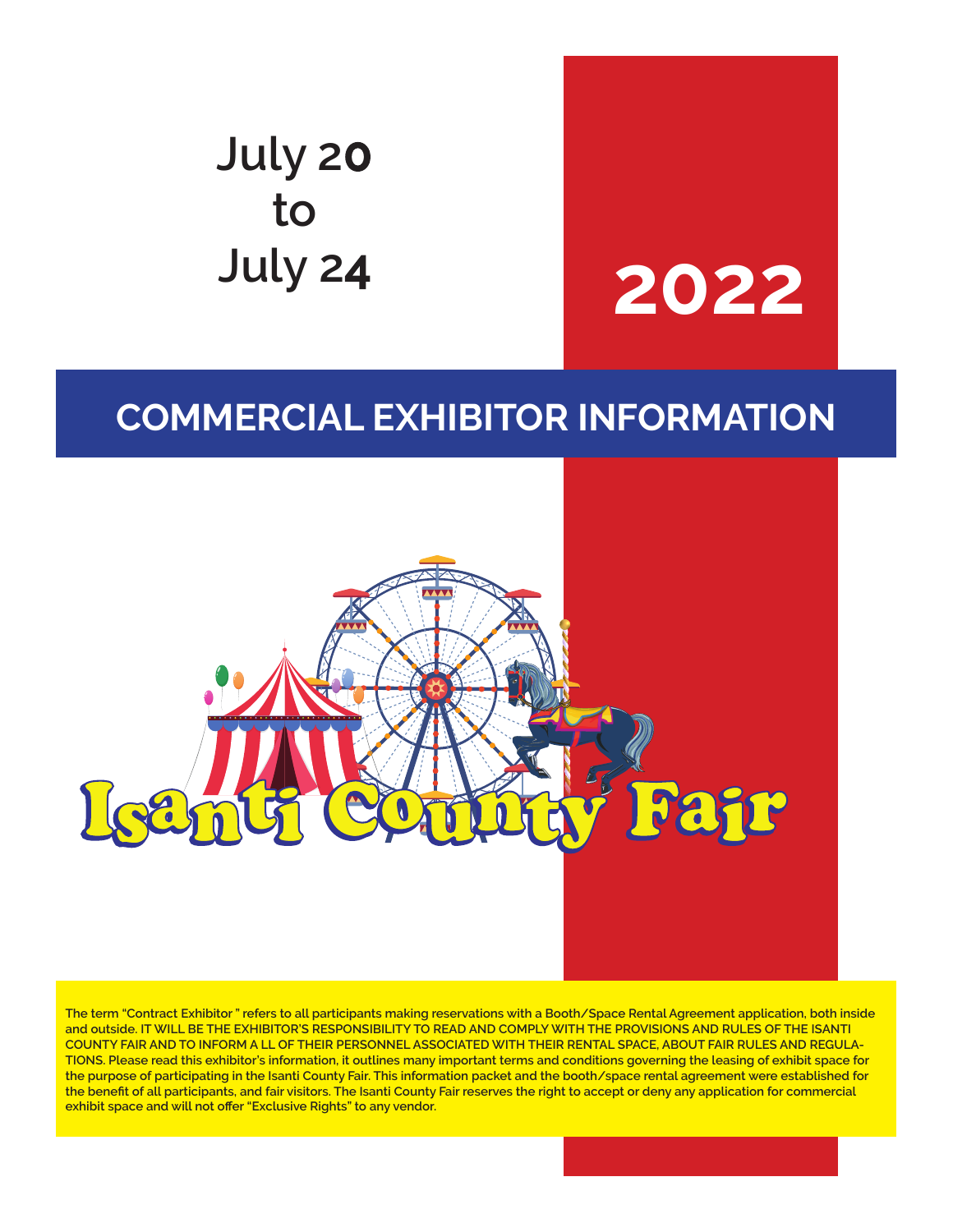July 20
to
July 24

# 2022

## COMMERCIAL EXHIBITOR INFORMATION

Isanti County Fair

**The term "Contract Exhibitor " refers to all participants making reservations with a Booth/Space Rental Agreement application, both inside and outside. IT WILL BE THE EXHIBITOR'S RESPONSIBILITY TO READ AND COMPLY WITH THE PROVISIONS AND RULES OF THE ISANTI COUNTY FAIR AND TO INFORM A LL OF THEIR PERSONNEL ASSOCIATED WITH THEIR RENTAL SPACE, ABOUT FAIR RULES AND REGULATIONS. Please read this exhibitor's information, it outlines many important terms and conditions governing the leasing of exhibit space for the purpose of participating in the Isanti County Fair. This information packet and the booth/space rental agreement were established for the benefit of all participants, and fair visitors. The Isanti County Fair reserves the right to accept or deny any application for commercial exhibit space and will not offer "Exclusive Rights" to any vendor.**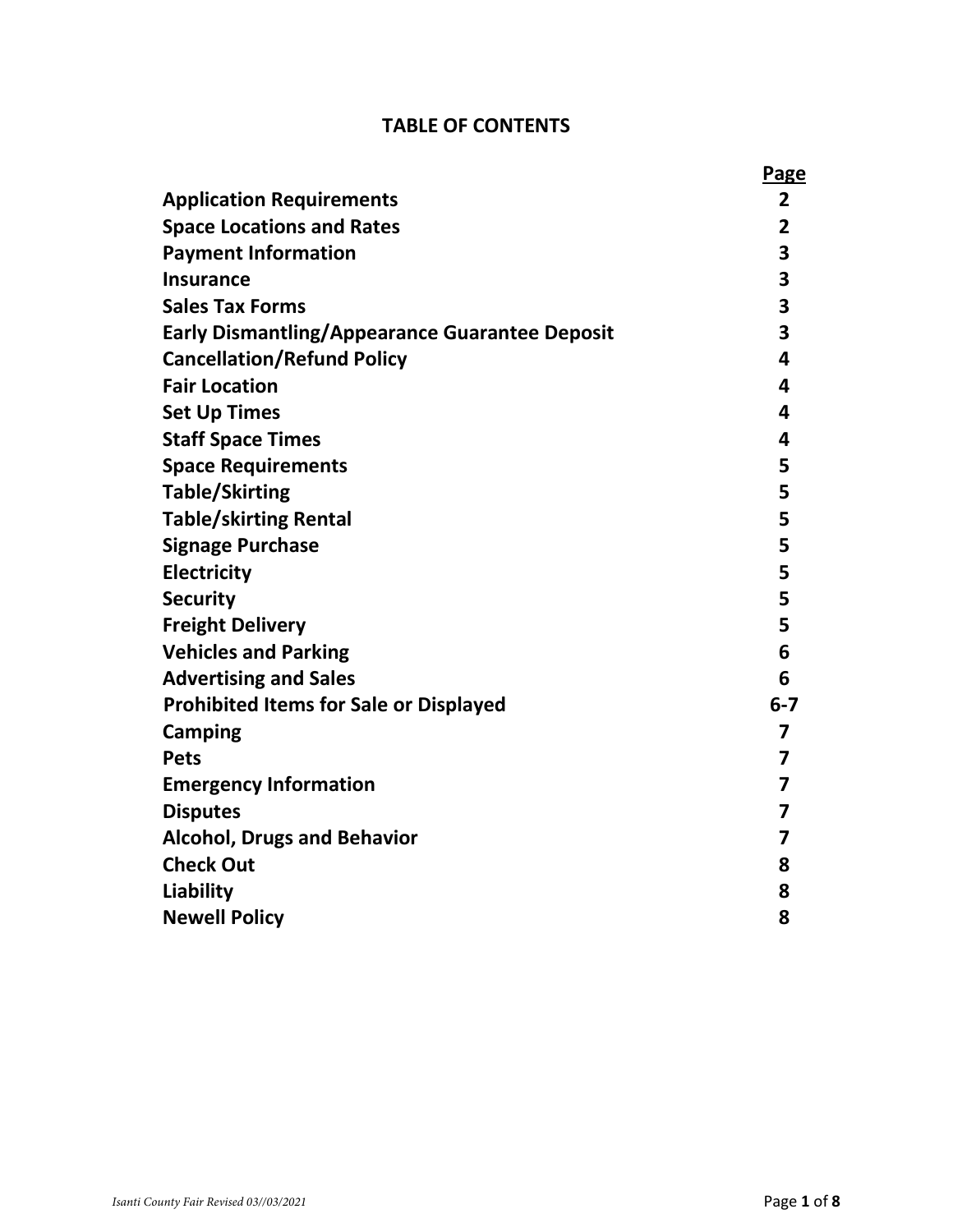# TABLE OF CONTENTS

| | Page |
|---|---|
| **Application Requirements** | **2** |
| **Space Locations and Rates** | **2** |
| **Payment Information** | **3** |
| **Insurance** | **3** |
| **Sales Tax Forms** | **3** |
| **Early Dismantling/Appearance Guarantee Deposit** | **3** |
| **Cancellation/Refund Policy** | **4** |
| **Fair Location** | **4** |
| **Set Up Times** | **4** |
| **Staff Space Times** | **4** |
| **Space Requirements** | **5** |
| **Table/Skirting** | **5** |
| **Table/skirting Rental** | **5** |
| **Signage Purchase** | **5** |
| **Electricity** | **5** |
| **Security** | **5** |
| **Freight Delivery** | **5** |
| **Vehicles and Parking** | **6** |
| **Advertising and Sales** | **6** |
| **Prohibited Items for Sale or Displayed** | **6-7** |
| **Camping** | **7** |
| **Pets** | **7** |
| **Emergency Information** | **7** |
| **Disputes** | **7** |
| **Alcohol, Drugs and Behavior** | **7** |
| **Check Out** | **8** |
| **Liability** | **8** |
| **Newell Policy** | **8** |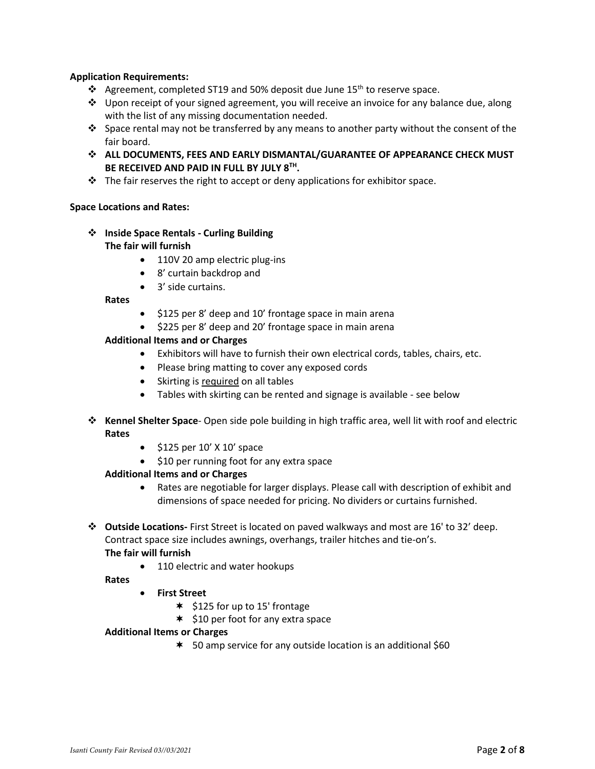**Application Requirements:**

- Agreement, completed ST19 and 50% deposit due June 15th to reserve space.
- Upon receipt of your signed agreement, you will receive an invoice for any balance due, along with the list of any missing documentation needed.
- Space rental may not be transferred by any means to another party without the consent of the fair board.
- **ALL DOCUMENTS, FEES AND EARLY DISMANTAL/GUARANTEE OF APPEARANCE CHECK MUST BE RECEIVED AND PAID IN FULL BY JULY 8TH.**
- The fair reserves the right to accept or deny applications for exhibitor space.

**Space Locations and Rates:**

- **Inside Space Rentals - Curling Building**
  **The fair will furnish**
  - 110V 20 amp electric plug-ins
  - 8' curtain backdrop and
  - 3' side curtains.

  **Rates**
  - $125 per 8' deep and 10' frontage space in main arena
  - $225 per 8' deep and 20' frontage space in main arena

  **Additional Items and or Charges**
  - Exhibitors will have to furnish their own electrical cords, tables, chairs, etc.
  - Please bring matting to cover any exposed cords
  - Skirting is <u>required</u> on all tables
  - Tables with skirting can be rented and signage is available - see below

- **Kennel Shelter Space**- Open side pole building in high traffic area, well lit with roof and electric
  **Rates**
  - $125 per 10' X 10' space
  - $10 per running foot for any extra space

  **Additional Items and or Charges**
  - Rates are negotiable for larger displays. Please call with description of exhibit and dimensions of space needed for pricing. No dividers or curtains furnished.

- **Outside Locations-** First Street is located on paved walkways and most are 16' to 32' deep. Contract space size includes awnings, overhangs, trailer hitches and tie-on's.
  **The fair will furnish**
  - 110 electric and water hookups

  **Rates**
  - **First Street**
    - $125 for up to 15' frontage
    - $10 per foot for any extra space

  **Additional Items or Charges**
  - 50 amp service for any outside location is an additional $60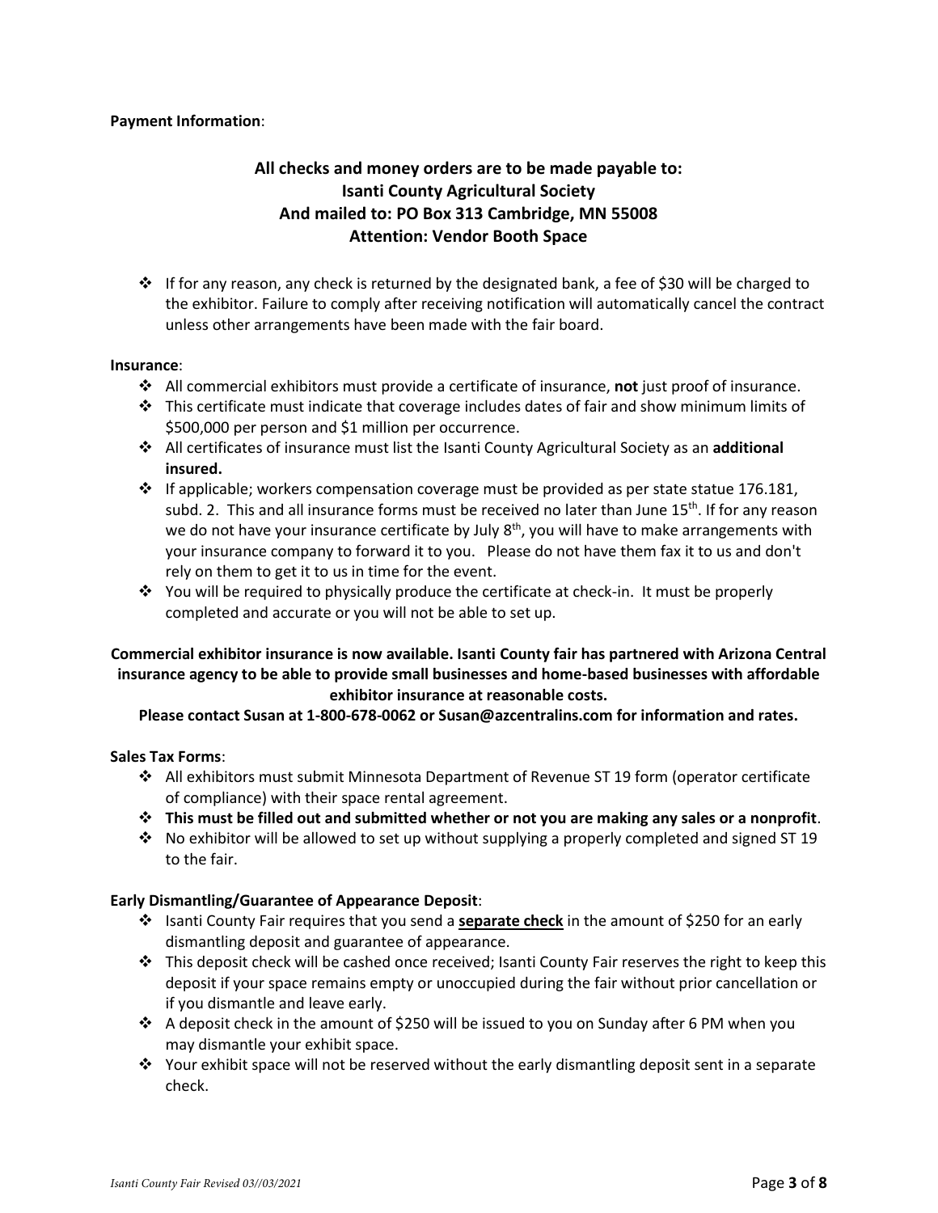**Payment Information**:

**All checks and money orders are to be made payable to:**
**Isanti County Agricultural Society**
**And mailed to: PO Box 313 Cambridge, MN 55008**
**Attention: Vendor Booth Space**

- If for any reason, any check is returned by the designated bank, a fee of $30 will be charged to the exhibitor. Failure to comply after receiving notification will automatically cancel the contract unless other arrangements have been made with the fair board.

**Insurance**:

- All commercial exhibitors must provide a certificate of insurance, **not** just proof of insurance.
- This certificate must indicate that coverage includes dates of fair and show minimum limits of $500,000 per person and $1 million per occurrence.
- All certificates of insurance must list the Isanti County Agricultural Society as an **additional insured.**
- If applicable; workers compensation coverage must be provided as per state statue 176.181, subd. 2. This and all insurance forms must be received no later than June 15th. If for any reason we do not have your insurance certificate by July 8th, you will have to make arrangements with your insurance company to forward it to you. Please do not have them fax it to us and don't rely on them to get it to us in time for the event.
- You will be required to physically produce the certificate at check-in. It must be properly completed and accurate or you will not be able to set up.

**Commercial exhibitor insurance is now available. Isanti County fair has partnered with Arizona Central insurance agency to be able to provide small businesses and home-based businesses with affordable exhibitor insurance at reasonable costs.**
**Please contact Susan at 1-800-678-0062 or Susan@azcentralins.com for information and rates.**

**Sales Tax Forms**:

- All exhibitors must submit Minnesota Department of Revenue ST 19 form (operator certificate of compliance) with their space rental agreement.
- **This must be filled out and submitted whether or not you are making any sales or a nonprofit**.
- No exhibitor will be allowed to set up without supplying a properly completed and signed ST 19 to the fair.

**Early Dismantling/Guarantee of Appearance Deposit**:

- Isanti County Fair requires that you send a **separate check** in the amount of $250 for an early dismantling deposit and guarantee of appearance.
- This deposit check will be cashed once received; Isanti County Fair reserves the right to keep this deposit if your space remains empty or unoccupied during the fair without prior cancellation or if you dismantle and leave early.
- A deposit check in the amount of $250 will be issued to you on Sunday after 6 PM when you may dismantle your exhibit space.
- Your exhibit space will not be reserved without the early dismantling deposit sent in a separate check.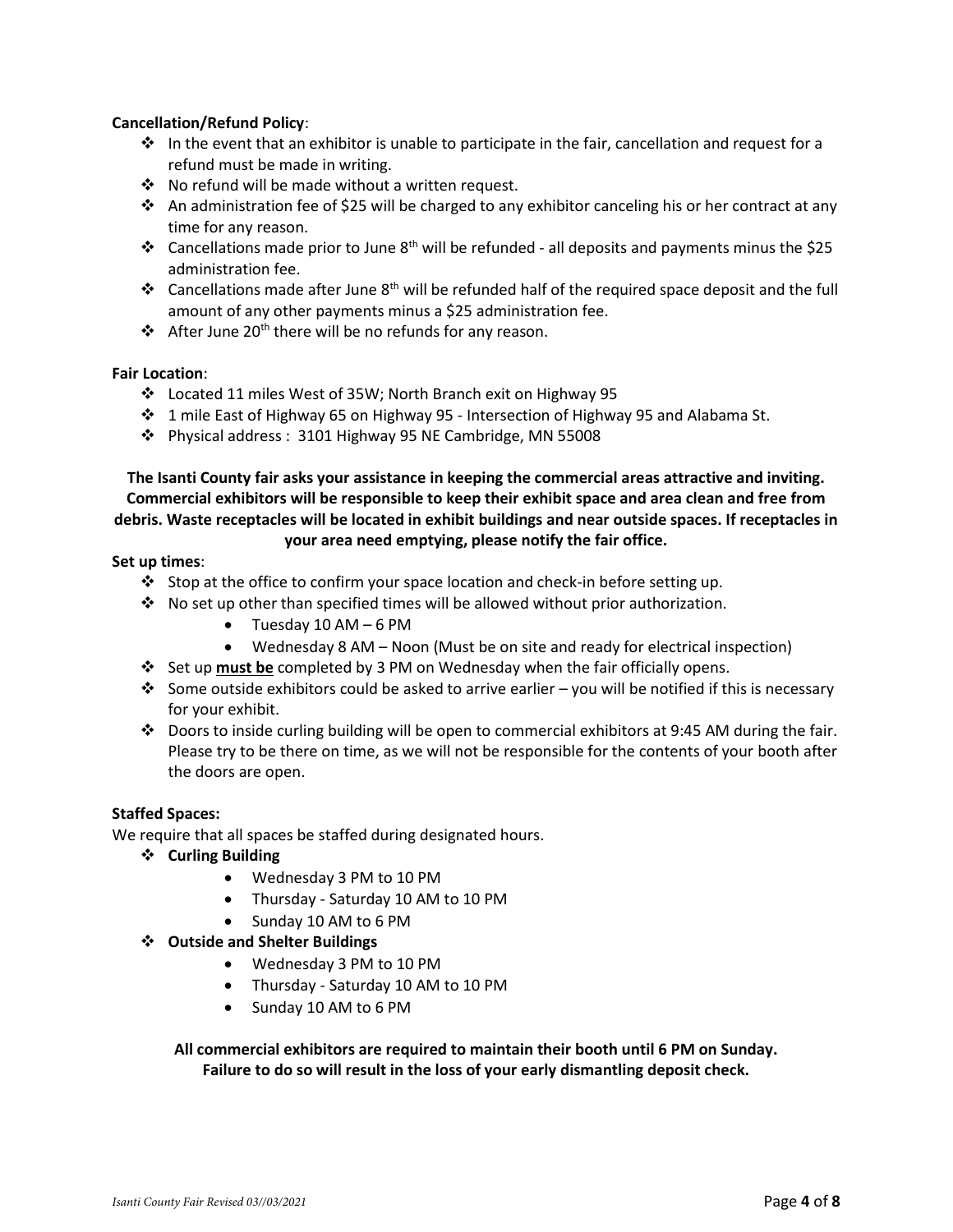**Cancellation/Refund Policy**:

- In the event that an exhibitor is unable to participate in the fair, cancellation and request for a refund must be made in writing.
- No refund will be made without a written request.
- An administration fee of $25 will be charged to any exhibitor canceling his or her contract at any time for any reason.
- Cancellations made prior to June 8th will be refunded - all deposits and payments minus the $25 administration fee.
- Cancellations made after June 8th will be refunded half of the required space deposit and the full amount of any other payments minus a $25 administration fee.
- After June 20th there will be no refunds for any reason.

**Fair Location**:

- Located 11 miles West of 35W; North Branch exit on Highway 95
- 1 mile East of Highway 65 on Highway 95 - Intersection of Highway 95 and Alabama St.
- Physical address : 3101 Highway 95 NE Cambridge, MN 55008

**The Isanti County fair asks your assistance in keeping the commercial areas attractive and inviting. Commercial exhibitors will be responsible to keep their exhibit space and area clean and free from debris. Waste receptacles will be located in exhibit buildings and near outside spaces. If receptacles in your area need emptying, please notify the fair office.**

**Set up times**:

- Stop at the office to confirm your space location and check-in before setting up.
- No set up other than specified times will be allowed without prior authorization.
  - Tuesday 10 AM – 6 PM
  - Wednesday 8 AM – Noon (Must be on site and ready for electrical inspection)
- Set up **<u>must be</u>** completed by 3 PM on Wednesday when the fair officially opens.
- Some outside exhibitors could be asked to arrive earlier – you will be notified if this is necessary for your exhibit.
- Doors to inside curling building will be open to commercial exhibitors at 9:45 AM during the fair. Please try to be there on time, as we will not be responsible for the contents of your booth after the doors are open.

**Staffed Spaces:**

We require that all spaces be staffed during designated hours.

- **Curling Building**
  - Wednesday 3 PM to 10 PM
  - Thursday - Saturday 10 AM to 10 PM
  - Sunday 10 AM to 6 PM
- **Outside and Shelter Buildings**
  - Wednesday 3 PM to 10 PM
  - Thursday - Saturday 10 AM to 10 PM
  - Sunday 10 AM to 6 PM

**All commercial exhibitors are required to maintain their booth until 6 PM on Sunday. Failure to do so will result in the loss of your early dismantling deposit check.**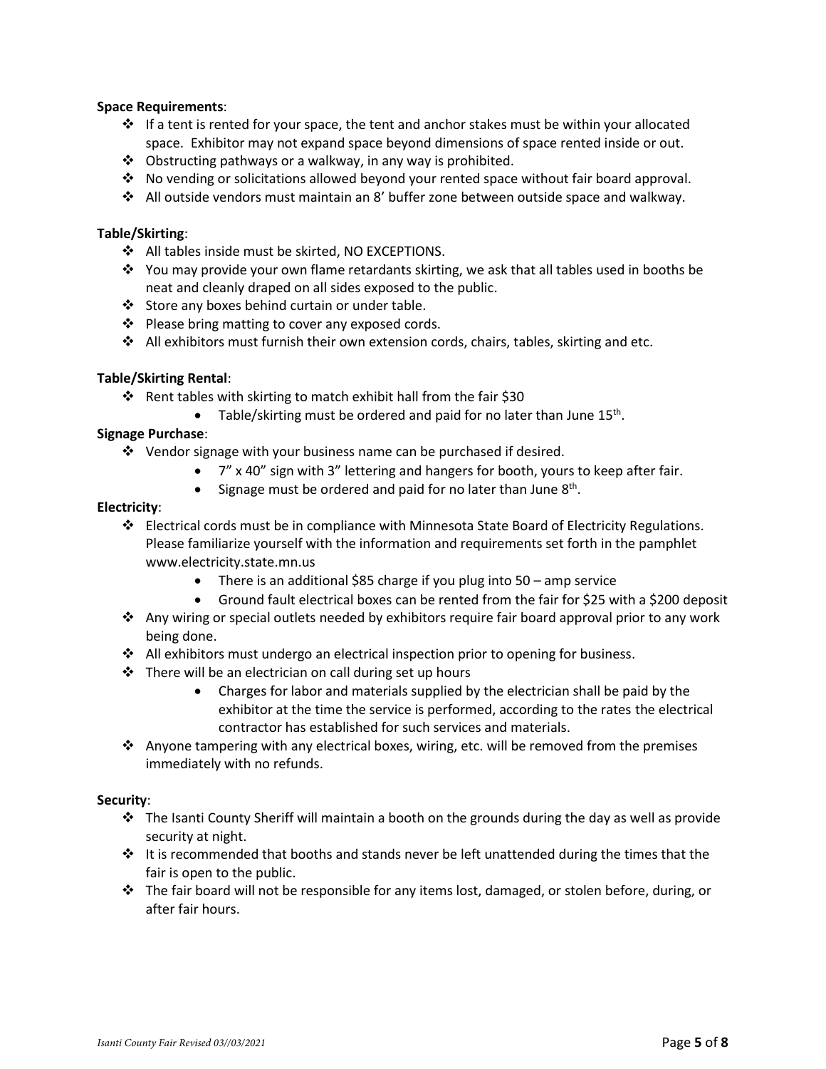**Space Requirements**:

- If a tent is rented for your space, the tent and anchor stakes must be within your allocated space. Exhibitor may not expand space beyond dimensions of space rented inside or out.
- Obstructing pathways or a walkway, in any way is prohibited.
- No vending or solicitations allowed beyond your rented space without fair board approval.
- All outside vendors must maintain an 8' buffer zone between outside space and walkway.

**Table/Skirting**:

- All tables inside must be skirted, NO EXCEPTIONS.
- You may provide your own flame retardants skirting, we ask that all tables used in booths be neat and cleanly draped on all sides exposed to the public.
- Store any boxes behind curtain or under table.
- Please bring matting to cover any exposed cords.
- All exhibitors must furnish their own extension cords, chairs, tables, skirting and etc.

**Table/Skirting Rental**:

- Rent tables with skirting to match exhibit hall from the fair $30
  - Table/skirting must be ordered and paid for no later than June 15th.

**Signage Purchase**:

- Vendor signage with your business name can be purchased if desired.
  - 7" x 40" sign with 3" lettering and hangers for booth, yours to keep after fair.
  - Signage must be ordered and paid for no later than June 8th.

**Electricity**:

- Electrical cords must be in compliance with Minnesota State Board of Electricity Regulations. Please familiarize yourself with the information and requirements set forth in the pamphlet www.electricity.state.mn.us
  - There is an additional $85 charge if you plug into 50 – amp service
  - Ground fault electrical boxes can be rented from the fair for $25 with a $200 deposit
- Any wiring or special outlets needed by exhibitors require fair board approval prior to any work being done.
- All exhibitors must undergo an electrical inspection prior to opening for business.
- There will be an electrician on call during set up hours
  - Charges for labor and materials supplied by the electrician shall be paid by the exhibitor at the time the service is performed, according to the rates the electrical contractor has established for such services and materials.
- Anyone tampering with any electrical boxes, wiring, etc. will be removed from the premises immediately with no refunds.

**Security**:

- The Isanti County Sheriff will maintain a booth on the grounds during the day as well as provide security at night.
- It is recommended that booths and stands never be left unattended during the times that the fair is open to the public.
- The fair board will not be responsible for any items lost, damaged, or stolen before, during, or after fair hours.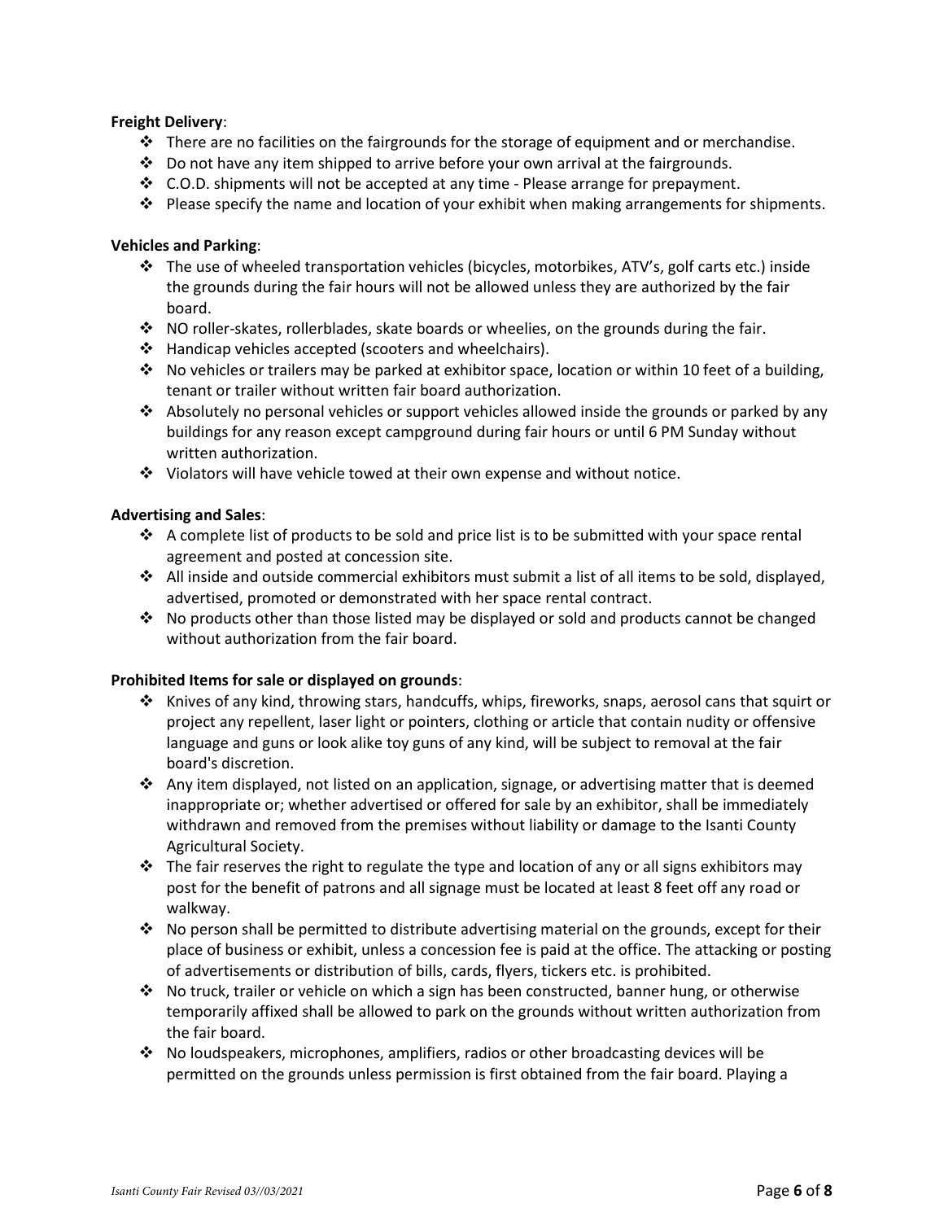**Freight Delivery**:

- ❖ There are no facilities on the fairgrounds for the storage of equipment and or merchandise.
- ❖ Do not have any item shipped to arrive before your own arrival at the fairgrounds.
- ❖ C.O.D. shipments will not be accepted at any time - Please arrange for prepayment.
- ❖ Please specify the name and location of your exhibit when making arrangements for shipments.

**Vehicles and Parking**:

- ❖ The use of wheeled transportation vehicles (bicycles, motorbikes, ATV's, golf carts etc.) inside the grounds during the fair hours will not be allowed unless they are authorized by the fair board.
- ❖ NO roller-skates, rollerblades, skate boards or wheelies, on the grounds during the fair.
- ❖ Handicap vehicles accepted (scooters and wheelchairs).
- ❖ No vehicles or trailers may be parked at exhibitor space, location or within 10 feet of a building, tenant or trailer without written fair board authorization.
- ❖ Absolutely no personal vehicles or support vehicles allowed inside the grounds or parked by any buildings for any reason except campground during fair hours or until 6 PM Sunday without written authorization.
- ❖ Violators will have vehicle towed at their own expense and without notice.

**Advertising and Sales**:

- ❖ A complete list of products to be sold and price list is to be submitted with your space rental agreement and posted at concession site.
- ❖ All inside and outside commercial exhibitors must submit a list of all items to be sold, displayed, advertised, promoted or demonstrated with her space rental contract.
- ❖ No products other than those listed may be displayed or sold and products cannot be changed without authorization from the fair board.

**Prohibited Items for sale or displayed on grounds**:

- ❖ Knives of any kind, throwing stars, handcuffs, whips, fireworks, snaps, aerosol cans that squirt or project any repellent, laser light or pointers, clothing or article that contain nudity or offensive language and guns or look alike toy guns of any kind, will be subject to removal at the fair board's discretion.
- ❖ Any item displayed, not listed on an application, signage, or advertising matter that is deemed inappropriate or; whether advertised or offered for sale by an exhibitor, shall be immediately withdrawn and removed from the premises without liability or damage to the Isanti County Agricultural Society.
- ❖ The fair reserves the right to regulate the type and location of any or all signs exhibitors may post for the benefit of patrons and all signage must be located at least 8 feet off any road or walkway.
- ❖ No person shall be permitted to distribute advertising material on the grounds, except for their place of business or exhibit, unless a concession fee is paid at the office. The attacking or posting of advertisements or distribution of bills, cards, flyers, tickers etc. is prohibited.
- ❖ No truck, trailer or vehicle on which a sign has been constructed, banner hung, or otherwise temporarily affixed shall be allowed to park on the grounds without written authorization from the fair board.
- ❖ No loudspeakers, microphones, amplifiers, radios or other broadcasting devices will be permitted on the grounds unless permission is first obtained from the fair board. Playing a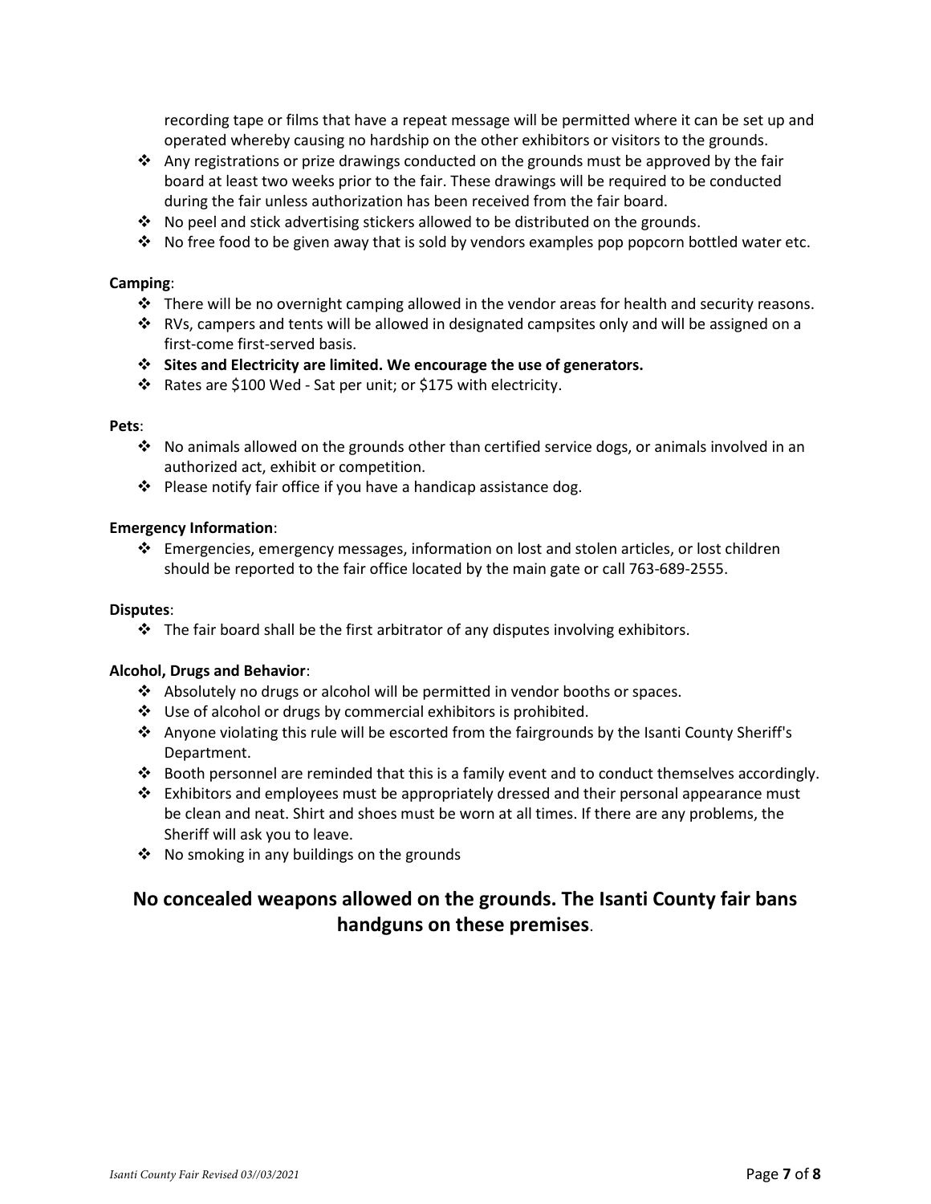recording tape or films that have a repeat message will be permitted where it can be set up and operated whereby causing no hardship on the other exhibitors or visitors to the grounds.

- Any registrations or prize drawings conducted on the grounds must be approved by the fair board at least two weeks prior to the fair. These drawings will be required to be conducted during the fair unless authorization has been received from the fair board.
- No peel and stick advertising stickers allowed to be distributed on the grounds.
- No free food to be given away that is sold by vendors examples pop popcorn bottled water etc.

**Camping**:

- There will be no overnight camping allowed in the vendor areas for health and security reasons.
- RVs, campers and tents will be allowed in designated campsites only and will be assigned on a first-come first-served basis.
- **Sites and Electricity are limited. We encourage the use of generators.**
- Rates are $100 Wed - Sat per unit; or $175 with electricity.

**Pets**:

- No animals allowed on the grounds other than certified service dogs, or animals involved in an authorized act, exhibit or competition.
- Please notify fair office if you have a handicap assistance dog.

**Emergency Information**:

- Emergencies, emergency messages, information on lost and stolen articles, or lost children should be reported to the fair office located by the main gate or call 763-689-2555.

**Disputes**:

- The fair board shall be the first arbitrator of any disputes involving exhibitors.

**Alcohol, Drugs and Behavior**:

- Absolutely no drugs or alcohol will be permitted in vendor booths or spaces.
- Use of alcohol or drugs by commercial exhibitors is prohibited.
- Anyone violating this rule will be escorted from the fairgrounds by the Isanti County Sheriff's Department.
- Booth personnel are reminded that this is a family event and to conduct themselves accordingly.
- Exhibitors and employees must be appropriately dressed and their personal appearance must be clean and neat. Shirt and shoes must be worn at all times. If there are any problems, the Sheriff will ask you to leave.
- No smoking in any buildings on the grounds

## No concealed weapons allowed on the grounds. The Isanti County fair bans handguns on these premises.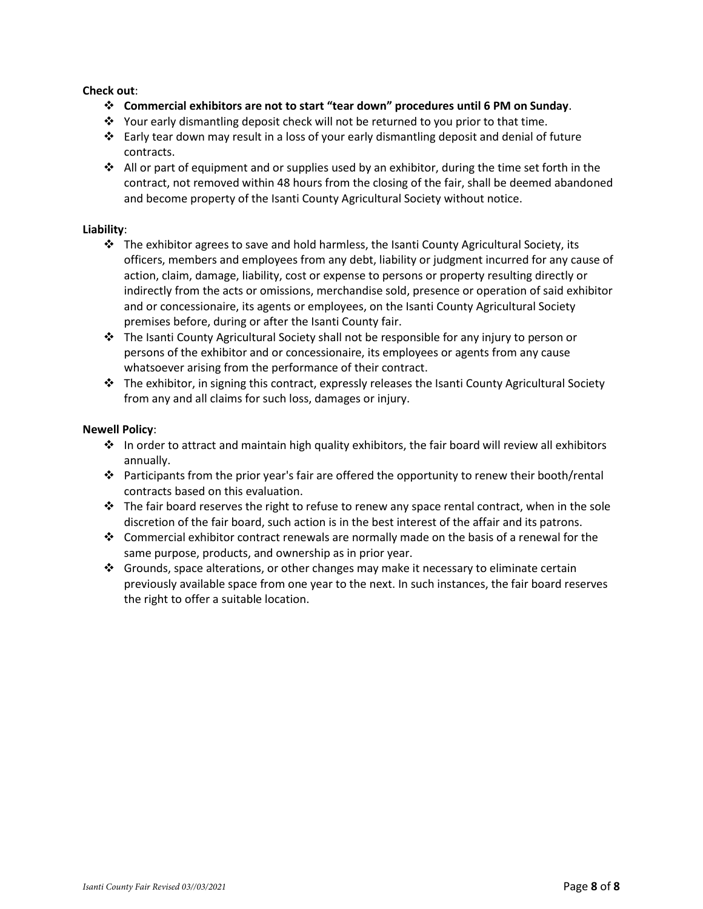**Check out**:

- **Commercial exhibitors are not to start "tear down" procedures until 6 PM on Sunday**.
- Your early dismantling deposit check will not be returned to you prior to that time.
- Early tear down may result in a loss of your early dismantling deposit and denial of future contracts.
- All or part of equipment and or supplies used by an exhibitor, during the time set forth in the contract, not removed within 48 hours from the closing of the fair, shall be deemed abandoned and become property of the Isanti County Agricultural Society without notice.

**Liability**:

- The exhibitor agrees to save and hold harmless, the Isanti County Agricultural Society, its officers, members and employees from any debt, liability or judgment incurred for any cause of action, claim, damage, liability, cost or expense to persons or property resulting directly or indirectly from the acts or omissions, merchandise sold, presence or operation of said exhibitor and or concessionaire, its agents or employees, on the Isanti County Agricultural Society premises before, during or after the Isanti County fair.
- The Isanti County Agricultural Society shall not be responsible for any injury to person or persons of the exhibitor and or concessionaire, its employees or agents from any cause whatsoever arising from the performance of their contract.
- The exhibitor, in signing this contract, expressly releases the Isanti County Agricultural Society from any and all claims for such loss, damages or injury.

**Newell Policy**:

- In order to attract and maintain high quality exhibitors, the fair board will review all exhibitors annually.
- Participants from the prior year's fair are offered the opportunity to renew their booth/rental contracts based on this evaluation.
- The fair board reserves the right to refuse to renew any space rental contract, when in the sole discretion of the fair board, such action is in the best interest of the affair and its patrons.
- Commercial exhibitor contract renewals are normally made on the basis of a renewal for the same purpose, products, and ownership as in prior year.
- Grounds, space alterations, or other changes may make it necessary to eliminate certain previously available space from one year to the next. In such instances, the fair board reserves the right to offer a suitable location.